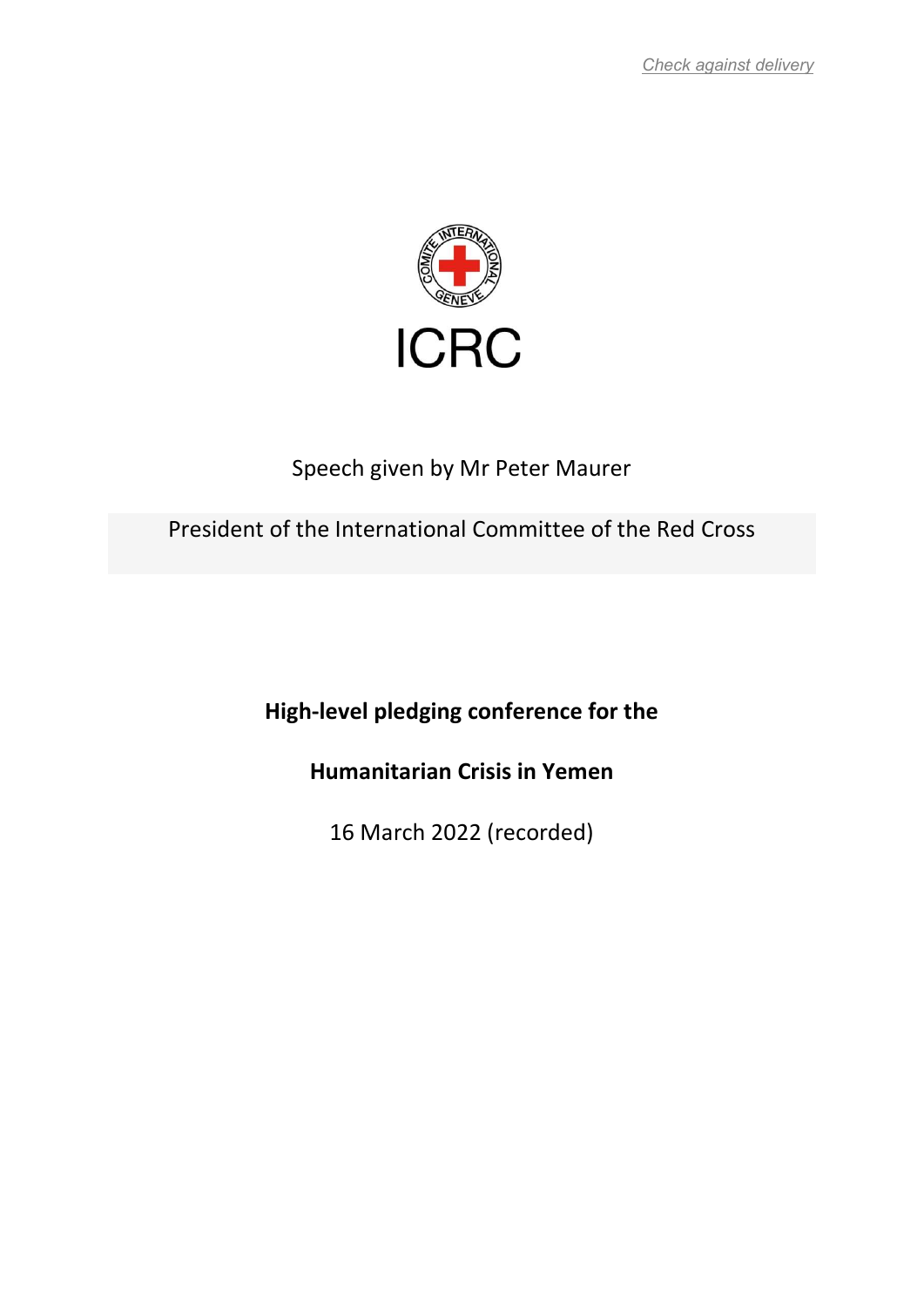*Check against delivery*

ICRC

Speech given by Mr Peter Maurer

President of the International Committee of the Red Cross

**High-level pledging conference for the**

**Humanitarian Crisis in Yemen**

16 March 2022 (recorded)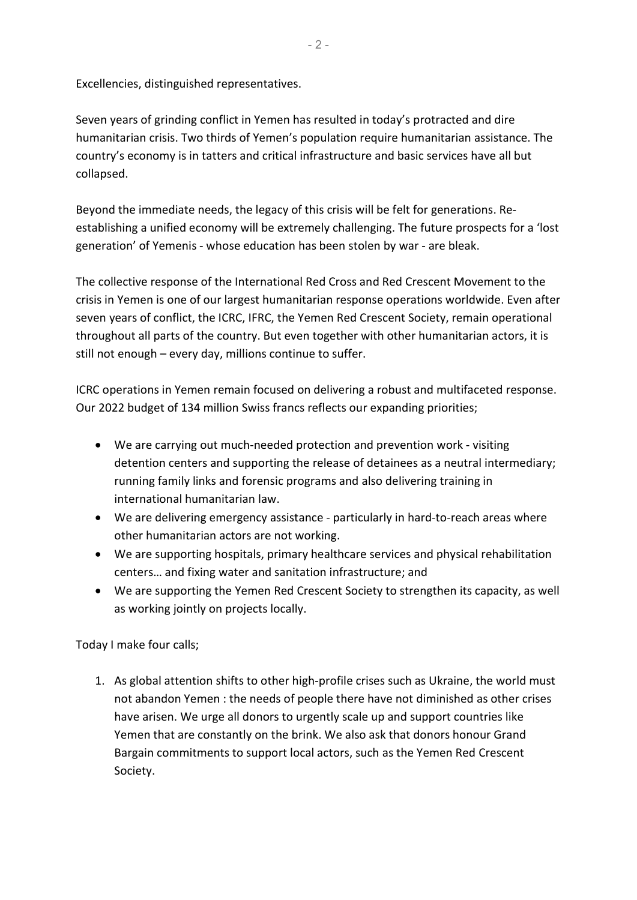Excellencies, distinguished representatives.

Seven years of grinding conflict in Yemen has resulted in today's protracted and dire humanitarian crisis. Two thirds of Yemen's population require humanitarian assistance. The country's economy is in tatters and critical infrastructure and basic services have all but collapsed.

Beyond the immediate needs, the legacy of this crisis will be felt for generations. Re-establishing a unified economy will be extremely challenging. The future prospects for a 'lost generation' of Yemenis - whose education has been stolen by war - are bleak.

The collective response of the International Red Cross and Red Crescent Movement to the crisis in Yemen is one of our largest humanitarian response operations worldwide. Even after seven years of conflict, the ICRC, IFRC, the Yemen Red Crescent Society, remain operational throughout all parts of the country. But even together with other humanitarian actors, it is still not enough – every day, millions continue to suffer.

ICRC operations in Yemen remain focused on delivering a robust and multifaceted response. Our 2022 budget of 134 million Swiss francs reflects our expanding priorities;

- We are carrying out much-needed protection and prevention work - visiting detention centers and supporting the release of detainees as a neutral intermediary; running family links and forensic programs and also delivering training in international humanitarian law.
- We are delivering emergency assistance - particularly in hard-to-reach areas where other humanitarian actors are not working.
- We are supporting hospitals, primary healthcare services and physical rehabilitation centers… and fixing water and sanitation infrastructure; and
- We are supporting the Yemen Red Crescent Society to strengthen its capacity, as well as working jointly on projects locally.

Today I make four calls;

1. As global attention shifts to other high-profile crises such as Ukraine, the world must not abandon Yemen : the needs of people there have not diminished as other crises have arisen. We urge all donors to urgently scale up and support countries like Yemen that are constantly on the brink. We also ask that donors honour Grand Bargain commitments to support local actors, such as the Yemen Red Crescent Society.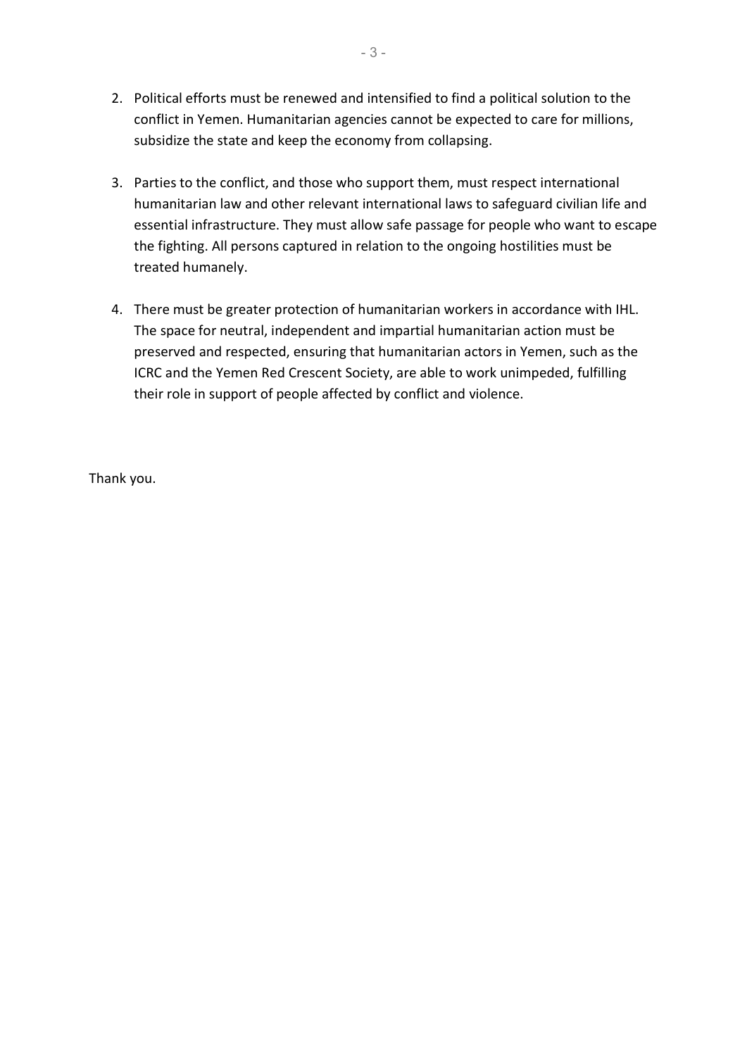2. Political efforts must be renewed and intensified to find a political solution to the conflict in Yemen. Humanitarian agencies cannot be expected to care for millions, subsidize the state and keep the economy from collapsing.

3. Parties to the conflict, and those who support them, must respect international humanitarian law and other relevant international laws to safeguard civilian life and essential infrastructure. They must allow safe passage for people who want to escape the fighting. All persons captured in relation to the ongoing hostilities must be treated humanely.

4. There must be greater protection of humanitarian workers in accordance with IHL. The space for neutral, independent and impartial humanitarian action must be preserved and respected, ensuring that humanitarian actors in Yemen, such as the ICRC and the Yemen Red Crescent Society, are able to work unimpeded, fulfilling their role in support of people affected by conflict and violence.

Thank you.